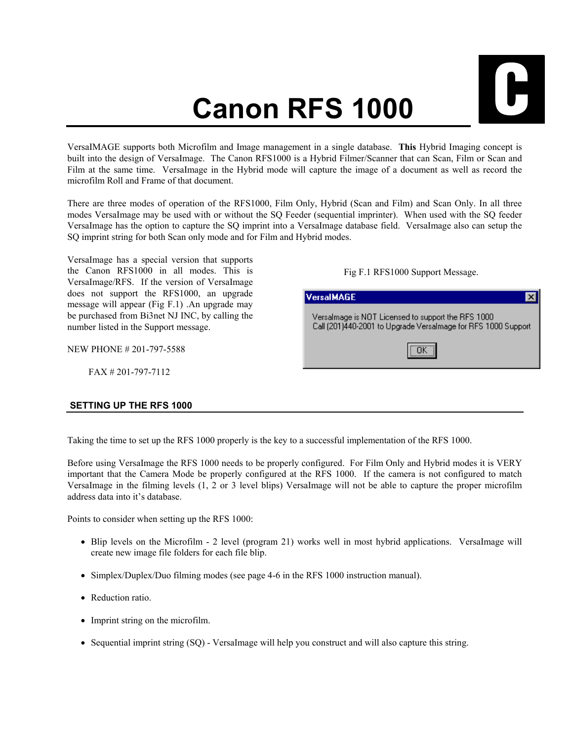# Canon RFS 1000

C

VersaIMAGE supports both Microfilm and Image management in a single database. **This** Hybrid Imaging concept is built into the design of VersaImage. The Canon RFS1000 is a Hybrid Filmer/Scanner that can Scan, Film or Scan and Film at the same time. VersaImage in the Hybrid mode will capture the image of a document as well as record the microfilm Roll and Frame of that document.

There are three modes of operation of the RFS1000, Film Only, Hybrid (Scan and Film) and Scan Only. In all three modes VersaImage may be used with or without the SQ Feeder (sequential imprinter). When used with the SQ feeder VersaImage has the option to capture the SQ imprint into a VersaImage database field. VersaImage also can setup the SQ imprint string for both Scan only mode and for Film and Hybrid modes.

VersaImage has a special version that supports the Canon RFS1000 in all modes. This is VersaImage/RFS. If the version of VersaImage does not support the RFS1000, an upgrade message will appear (Fig F.1) .An upgrade may be purchased from Bi3net NJ INC, by calling the number listed in the Support message.

NEW PHONE # 201-797-5588

FAX # 201-797-7112

Fig F.1 RFS1000 Support Message.

VersaIMAGE

VersaImage is NOT Licensed to support the RFS 1000
Call (201)440-2001 to Upgrade VersaImage for RFS 1000 Support

OK

## SETTING UP THE RFS 1000

Taking the time to set up the RFS 1000 properly is the key to a successful implementation of the RFS 1000.

Before using VersaImage the RFS 1000 needs to be properly configured. For Film Only and Hybrid modes it is VERY important that the Camera Mode be properly configured at the RFS 1000. If the camera is not configured to match VersaImage in the filming levels (1, 2 or 3 level blips) VersaImage will not be able to capture the proper microfilm address data into it's database.

Points to consider when setting up the RFS 1000:

- Blip levels on the Microfilm - 2 level (program 21) works well in most hybrid applications. VersaImage will create new image file folders for each file blip.
- Simplex/Duplex/Duo filming modes (see page 4-6 in the RFS 1000 instruction manual).
- Reduction ratio.
- Imprint string on the microfilm.
- Sequential imprint string (SQ) - VersaImage will help you construct and will also capture this string.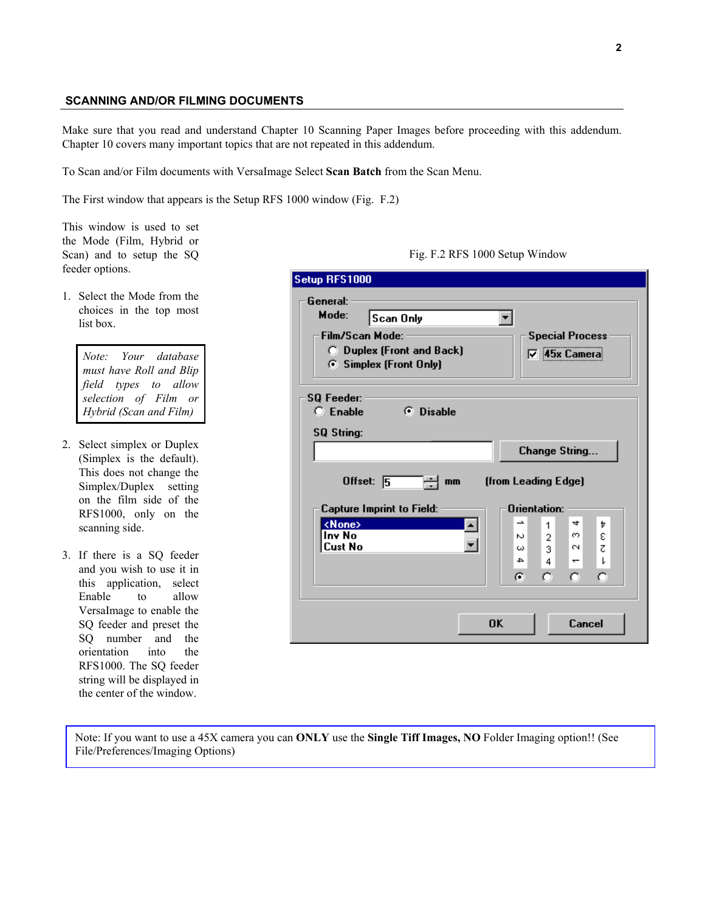## SCANNING AND/OR FILMING DOCUMENTS

Make sure that you read and understand Chapter 10 Scanning Paper Images before proceeding with this addendum. Chapter 10 covers many important topics that are not repeated in this addendum.

To Scan and/or Film documents with VersaImage Select **Scan Batch** from the Scan Menu.

The First window that appears is the Setup RFS 1000 window (Fig. F.2)

This window is used to set the Mode (Film, Hybrid or Scan) and to setup the SQ feeder options.

1. Select the Mode from the choices in the top most list box.

> *Note: Your database must have Roll and Blip field types to allow selection of Film or Hybrid (Scan and Film)*

2. Select simplex or Duplex (Simplex is the default). This does not change the Simplex/Duplex setting on the film side of the RFS1000, only on the scanning side.

3. If there is a SQ feeder and you wish to use it in this application, select Enable to allow VersaImage to enable the SQ feeder and preset the SQ number and the orientation into the RFS1000. The SQ feeder string will be displayed in the center of the window.

Fig. F.2 RFS 1000 Setup Window

> Note: If you want to use a 45X camera you can **ONLY** use the **Single Tiff Images, NO** Folder Imaging option!! (See File/Preferences/Imaging Options)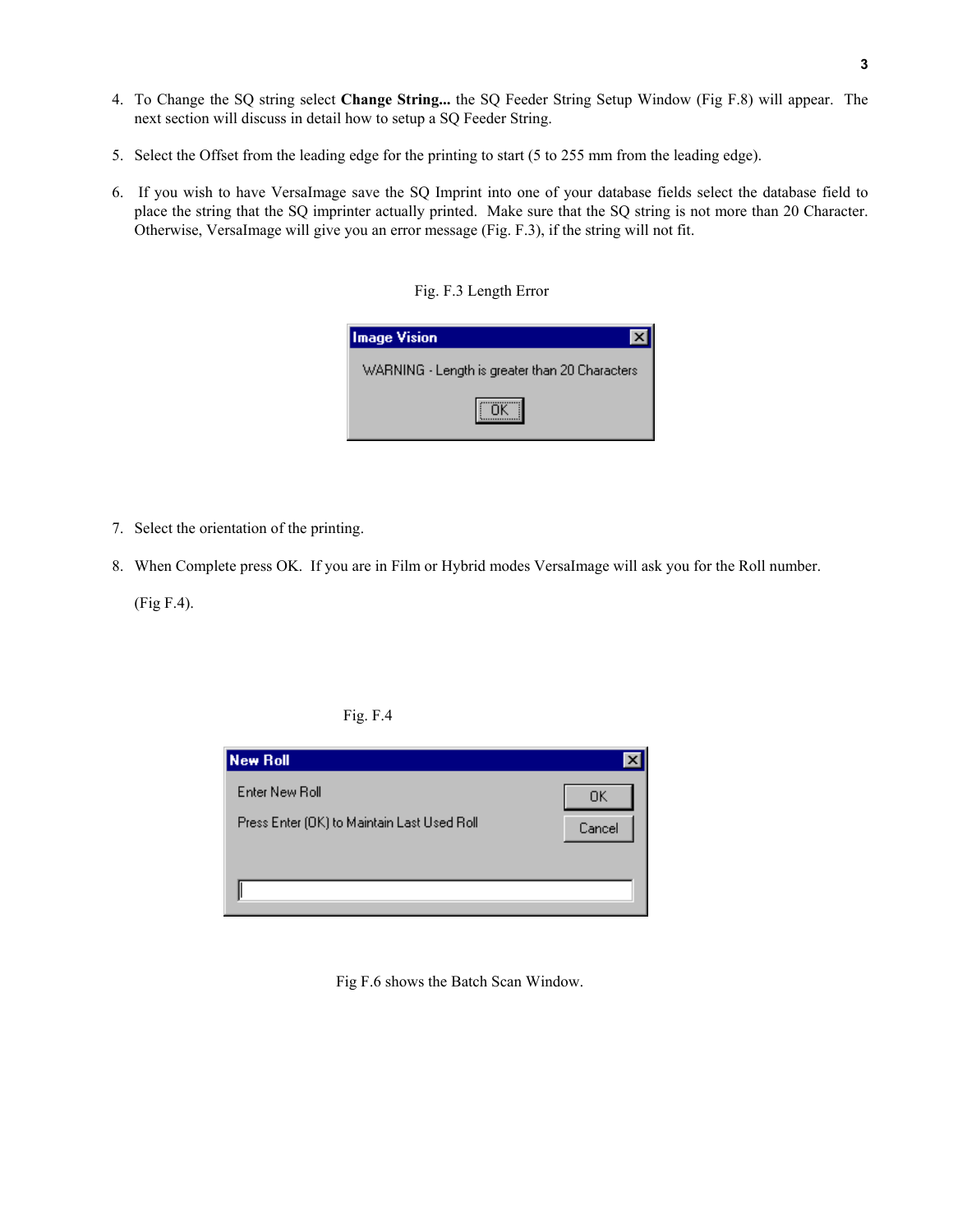4. To Change the SQ string select **Change String...** the SQ Feeder String Setup Window (Fig F.8) will appear. The next section will discuss in detail how to setup a SQ Feeder String.

5. Select the Offset from the leading edge for the printing to start (5 to 255 mm from the leading edge).

6. If you wish to have VersaImage save the SQ Imprint into one of your database fields select the database field to place the string that the SQ imprinter actually printed. Make sure that the SQ string is not more than 20 Character. Otherwise, VersaImage will give you an error message (Fig. F.3), if the string will not fit.

Fig. F.3 Length Error

Image Vision

WARNING - Length is greater than 20 Characters

OK

7. Select the orientation of the printing.

8. When Complete press OK. If you are in Film or Hybrid modes VersaImage will ask you for the Roll number.

   (Fig F.4).

Fig. F.4

New Roll

Enter New Roll

Press Enter (OK) to Maintain Last Used Roll

OK

Cancel

Fig F.6 shows the Batch Scan Window.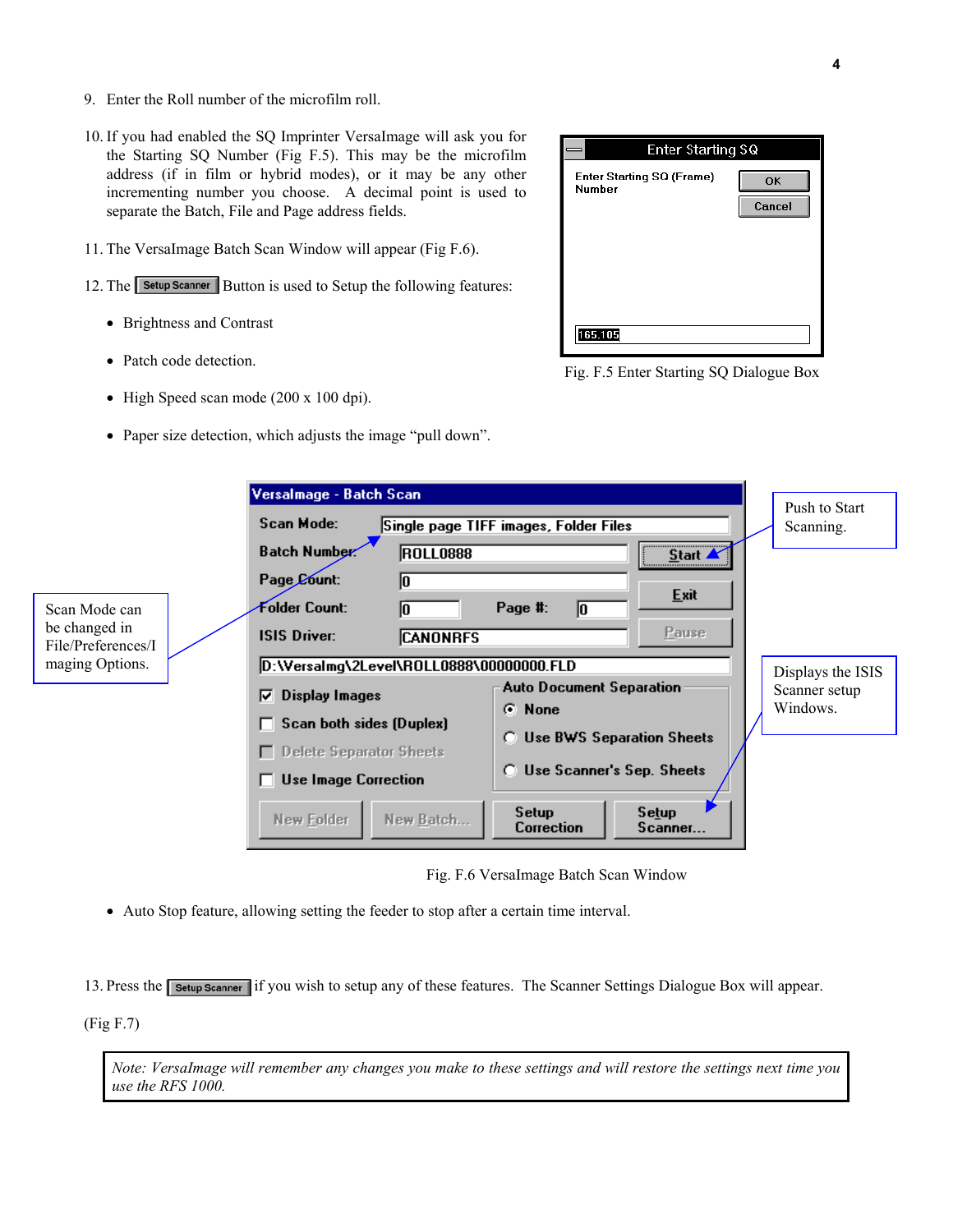9. Enter the Roll number of the microfilm roll.

10. If you had enabled the SQ Imprinter VersaImage will ask you for the Starting SQ Number (Fig F.5). This may be the microfilm address (if in film or hybrid modes), or it may be any other incrementing number you choose. A decimal point is used to separate the Batch, File and Page address fields.

11. The VersaImage Batch Scan Window will appear (Fig F.6).

12. The Setup Scanner Button is used to Setup the following features:

- Brightness and Contrast
- Patch code detection.
- High Speed scan mode (200 x 100 dpi).
- Paper size detection, which adjusts the image "pull down".

Fig. F.5 Enter Starting SQ Dialogue Box

Scan Mode can be changed in File/Preferences/Imaging Options.

Push to Start Scanning.

Displays the ISIS Scanner setup Windows.

Fig. F.6 VersaImage Batch Scan Window

- Auto Stop feature, allowing setting the feeder to stop after a certain time interval.

13. Press the Setup Scanner if you wish to setup any of these features. The Scanner Settings Dialogue Box will appear.

(Fig F.7)

*Note: VersaImage will remember any changes you make to these settings and will restore the settings next time you use the RFS 1000.*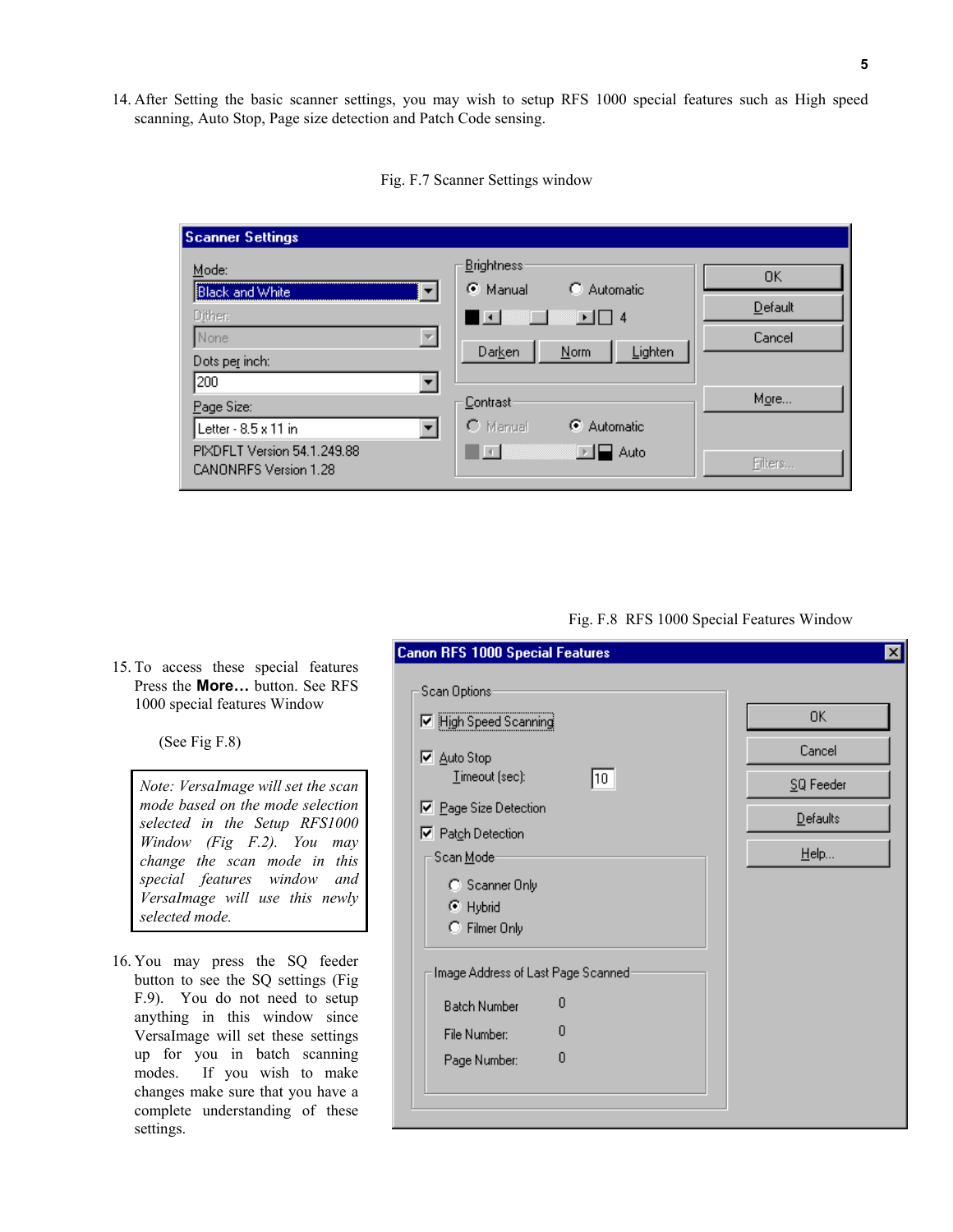14. After Setting the basic scanner settings, you may wish to setup RFS 1000 special features such as High speed scanning, Auto Stop, Page size detection and Patch Code sensing.

Fig. F.7 Scanner Settings window

Fig. F.8 RFS 1000 Special Features Window

15. To access these special features Press the **More…** button. See RFS 1000 special features Window

    (See Fig F.8)

> *Note: VersaImage will set the scan mode based on the mode selection selected in the Setup RFS1000 Window (Fig F.2). You may change the scan mode in this special features window and VersaImage will use this newly selected mode.*

16. You may press the SQ feeder button to see the SQ settings (Fig F.9). You do not need to setup anything in this window since VersaImage will set these settings up for you in batch scanning modes. If you wish to make changes make sure that you have a complete understanding of these settings.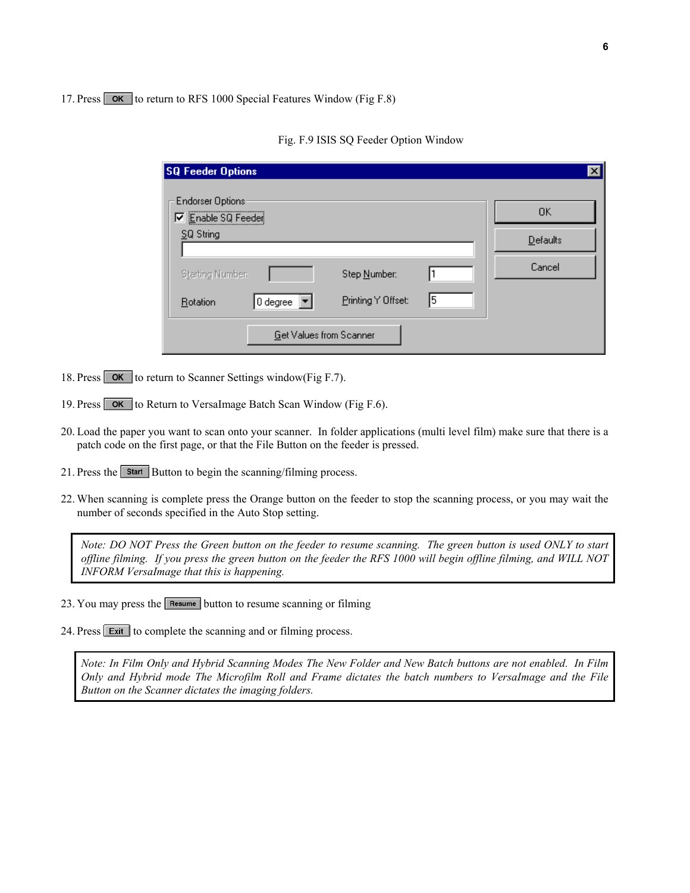17. Press **OK** to return to RFS 1000 Special Features Window (Fig F.8)

Fig. F.9 ISIS SQ Feeder Option Window

18. Press **OK** to return to Scanner Settings window(Fig F.7).

19. Press **OK** to Return to VersaImage Batch Scan Window (Fig F.6).

20. Load the paper you want to scan onto your scanner. In folder applications (multi level film) make sure that there is a patch code on the first page, or that the File Button on the feeder is pressed.

21. Press the **Start** Button to begin the scanning/filming process.

22. When scanning is complete press the Orange button on the feeder to stop the scanning process, or you may wait the number of seconds specified in the Auto Stop setting.

> *Note: DO NOT Press the Green button on the feeder to resume scanning. The green button is used ONLY to start offline filming. If you press the green button on the feeder the RFS 1000 will begin offline filming, and WILL NOT INFORM VersaImage that this is happening.*

23. You may press the **Resume** button to resume scanning or filming

24. Press **Exit** to complete the scanning and or filming process.

> *Note: In Film Only and Hybrid Scanning Modes The New Folder and New Batch buttons are not enabled. In Film Only and Hybrid mode The Microfilm Roll and Frame dictates the batch numbers to VersaImage and the File Button on the Scanner dictates the imaging folders.*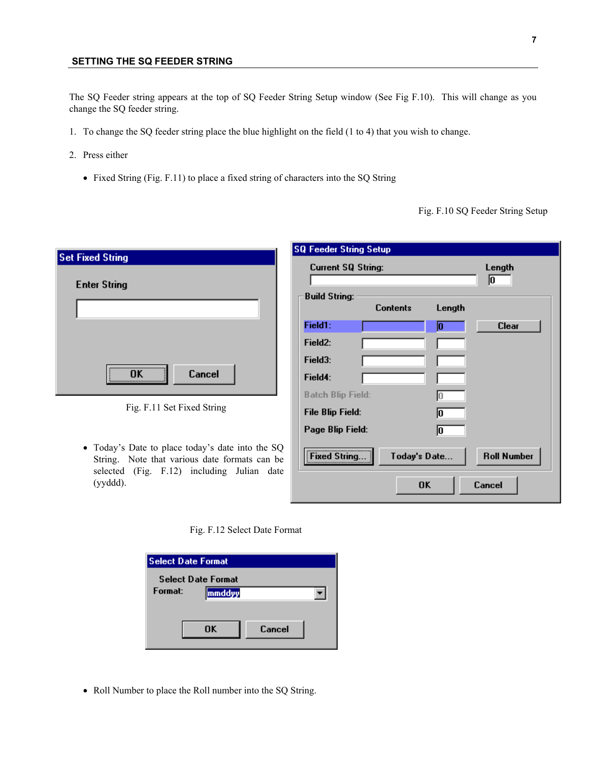## SETTING THE SQ FEEDER STRING

The SQ Feeder string appears at the top of SQ Feeder String Setup window (See Fig F.10). This will change as you change the SQ feeder string.

1. To change the SQ feeder string place the blue highlight on the field (1 to 4) that you wish to change.

2. Press either

   - Fixed String (Fig. F.11) to place a fixed string of characters into the SQ String

Fig. F.10 SQ Feeder String Setup

Fig. F.11 Set Fixed String

   - Today's Date to place today's date into the SQ String. Note that various date formats can be selected (Fig. F.12) including Julian date (yyddd).

Fig. F.12 Select Date Format

   - Roll Number to place the Roll number into the SQ String.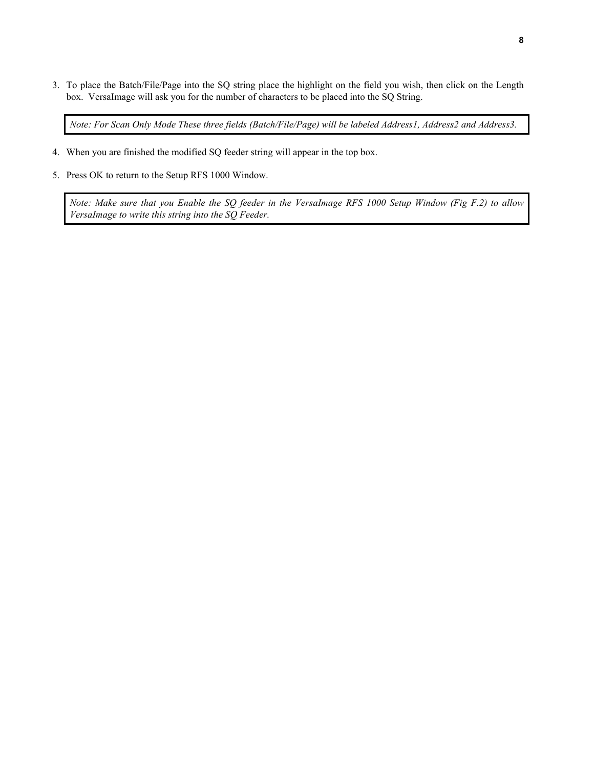3. To place the Batch/File/Page into the SQ string place the highlight on the field you wish, then click on the Length box. VersaImage will ask you for the number of characters to be placed into the SQ String.

> *Note: For Scan Only Mode These three fields (Batch/File/Page) will be labeled Address1, Address2 and Address3.*

4. When you are finished the modified SQ feeder string will appear in the top box.

5. Press OK to return to the Setup RFS 1000 Window.

> *Note: Make sure that you Enable the SQ feeder in the VersaImage RFS 1000 Setup Window (Fig F.2) to allow VersaImage to write this string into the SQ Feeder.*